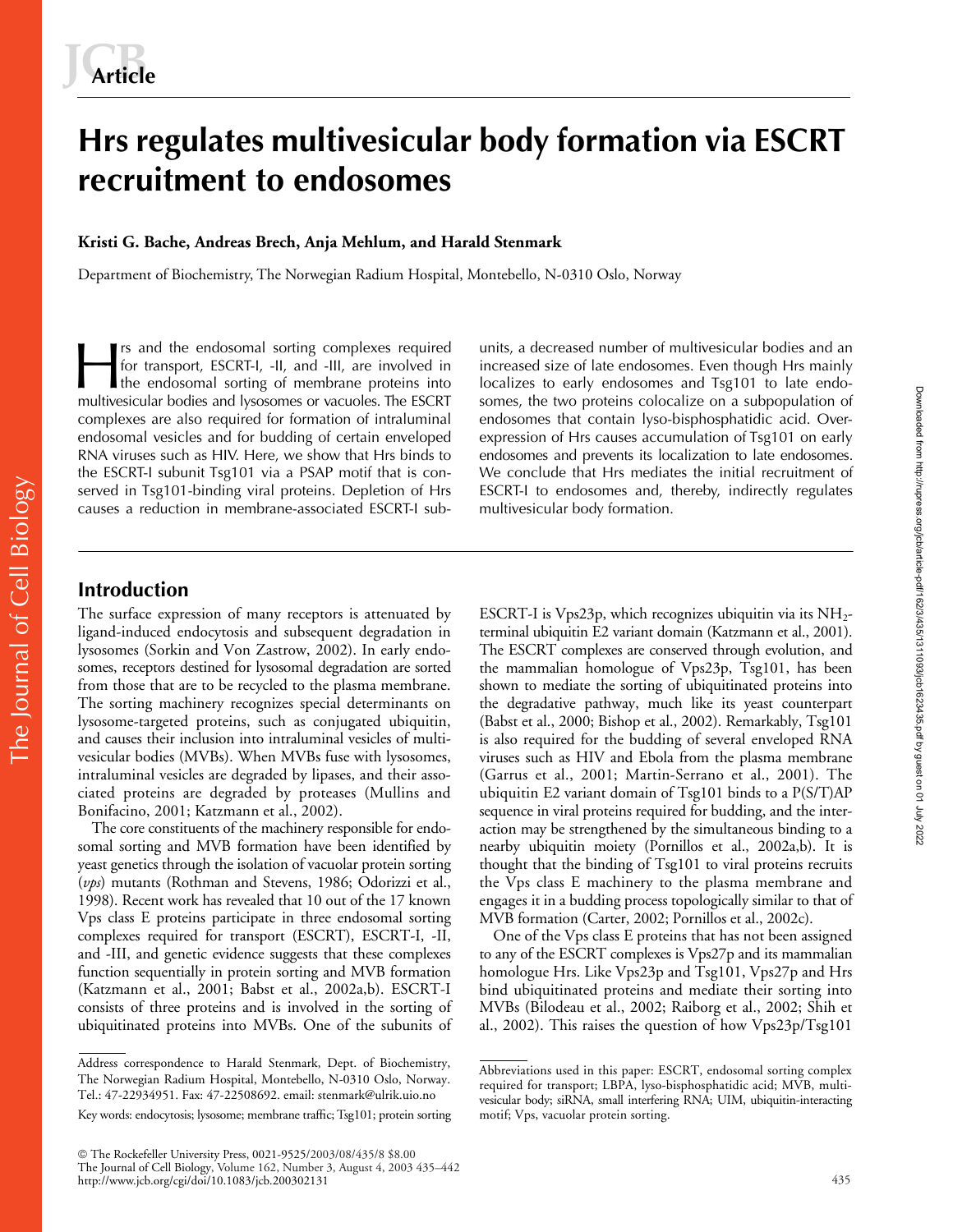# Hrs regulates multivesicular body formation via ESCRT recruitment to endosomes

**Kristi G. Bache, Andreas Brech, Anja Mehlum, and Harald Stenmark**

Department of Biochemistry, The Norwegian Radium Hospital, Montebello, N-0310 Oslo, Norway

Hrs and the endosomal sorting complexes required for transport, ESCRT-I, -II, and -III, are involved in the endosomal sorting of membrane proteins into multivesicular bodies and lysosomes or vacuoles. The ESCRT complexes are also required for formation of intraluminal endosomal vesicles and for budding of certain enveloped RNA viruses such as HIV. Here, we show that Hrs binds to the ESCRT-I subunit Tsg101 via a PSAP motif that is conserved in Tsg101-binding viral proteins. Depletion of Hrs causes a reduction in membrane-associated ESCRT-I subunits, a decreased number of multivesicular bodies and an increased size of late endosomes. Even though Hrs mainly localizes to early endosomes and Tsg101 to late endosomes, the two proteins colocalize on a subpopulation of endosomes that contain lyso-bisphosphatidic acid. Overexpression of Hrs causes accumulation of Tsg101 on early endosomes and prevents its localization to late endosomes. We conclude that Hrs mediates the initial recruitment of ESCRT-I to endosomes and, thereby, indirectly regulates multivesicular body formation.

## Introduction

The surface expression of many receptors is attenuated by ligand-induced endocytosis and subsequent degradation in lysosomes (Sorkin and Von Zastrow, 2002). In early endosomes, receptors destined for lysosomal degradation are sorted from those that are to be recycled to the plasma membrane. The sorting machinery recognizes special determinants on lysosome-targeted proteins, such as conjugated ubiquitin, and causes their inclusion into intraluminal vesicles of multivesicular bodies (MVBs). When MVBs fuse with lysosomes, intraluminal vesicles are degraded by lipases, and their associated proteins are degraded by proteases (Mullins and Bonifacino, 2001; Katzmann et al., 2002).

The core constituents of the machinery responsible for endosomal sorting and MVB formation have been identified by yeast genetics through the isolation of vacuolar protein sorting (*vps*) mutants (Rothman and Stevens, 1986; Odorizzi et al., 1998). Recent work has revealed that 10 out of the 17 known Vps class E proteins participate in three endosomal sorting complexes required for transport (ESCRT), ESCRT-I, -II, and -III, and genetic evidence suggests that these complexes function sequentially in protein sorting and MVB formation (Katzmann et al., 2001; Babst et al., 2002a,b). ESCRT-I consists of three proteins and is involved in the sorting of ubiquitinated proteins into MVBs. One of the subunits of ESCRT-I is Vps23p, which recognizes ubiquitin via its $NH_2$-terminal ubiquitin E2 variant domain (Katzmann et al., 2001). The ESCRT complexes are conserved through evolution, and the mammalian homologue of Vps23p, Tsg101, has been shown to mediate the sorting of ubiquitinated proteins into the degradative pathway, much like its yeast counterpart (Babst et al., 2000; Bishop et al., 2002). Remarkably, Tsg101 is also required for the budding of several enveloped RNA viruses such as HIV and Ebola from the plasma membrane (Garrus et al., 2001; Martin-Serrano et al., 2001). The ubiquitin E2 variant domain of Tsg101 binds to a P(S/T)AP sequence in viral proteins required for budding, and the interaction may be strengthened by the simultaneous binding to a nearby ubiquitin moiety (Pornillos et al., 2002a,b). It is thought that the binding of Tsg101 to viral proteins recruits the Vps class E machinery to the plasma membrane and engages it in a budding process topologically similar to that of MVB formation (Carter, 2002; Pornillos et al., 2002c).

One of the Vps class E proteins that has not been assigned to any of the ESCRT complexes is Vps27p and its mammalian homologue Hrs. Like Vps23p and Tsg101, Vps27p and Hrs bind ubiquitinated proteins and mediate their sorting into MVBs (Bilodeau et al., 2002; Raiborg et al., 2002; Shih et al., 2002). This raises the question of how Vps23p/Tsg101

Address correspondence to Harald Stenmark, Dept. of Biochemistry, The Norwegian Radium Hospital, Montebello, N-0310 Oslo, Norway. Tel.: 47-22934951. Fax: 47-22508692. email: stenmark@ulrik.uio.no

Key words: endocytosis; lysosome; membrane traffic; Tsg101; protein sorting

Abbreviations used in this paper: ESCRT, endosomal sorting complex required for transport; LBPA, lyso-bisphosphatidic acid; MVB, multivesicular body; siRNA, small interfering RNA; UIM, ubiquitin-interacting motif; Vps, vacuolar protein sorting.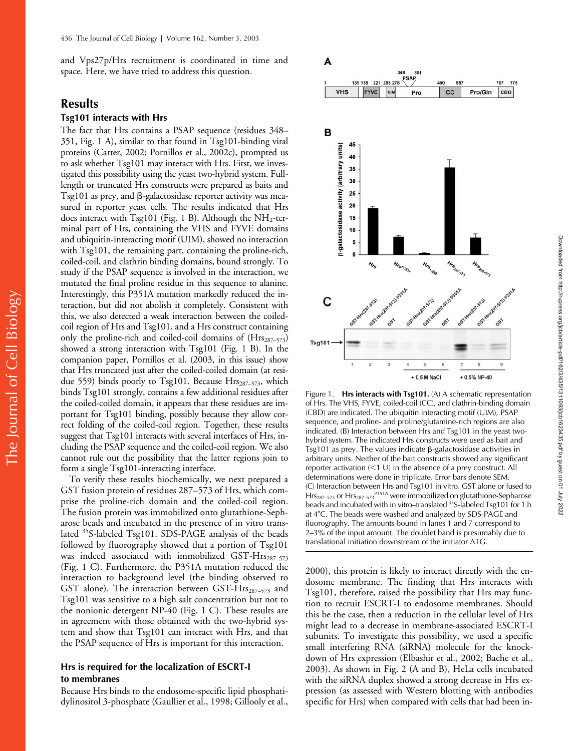and Vps27p/Hrs recruitment is coordinated in time and space. Here, we have tried to address this question.

## Results

### Tsg101 interacts with Hrs

The fact that Hrs contains a PSAP sequence (residues 348–351, Fig. 1 A), similar to that found in Tsg101-binding viral proteins (Carter, 2002; Pornillos et al., 2002c), prompted us to ask whether Tsg101 may interact with Hrs. First, we investigated this possibility using the yeast two-hybrid system. Full-length or truncated Hrs constructs were prepared as baits and Tsg101 as prey, and β-galactosidase reporter activity was measured in reporter yeast cells. The results indicated that Hrs does interact with Tsg101 (Fig. 1 B). Although the $NH_2$-terminal part of Hrs, containing the VHS and FYVE domains and ubiquitin-interacting motif (UIM), showed no interaction with Tsg101, the remaining part, containing the proline-rich, coiled-coil, and clathrin binding domains, bound strongly. To study if the PSAP sequence is involved in the interaction, we mutated the final proline residue in this sequence to alanine. Interestingly, this P351A mutation markedly reduced the interaction, but did not abolish it completely. Consistent with this, we also detected a weak interaction between the coiled-coil region of Hrs and Tsg101, and a Hrs construct containing only the proline-rich and coiled-coil domains of ($Hrs_{287–573}$) showed a strong interaction with Tsg101 (Fig. 1 B). In the companion paper, Pornillos et al. (2003, in this issue) show that Hrs truncated just after the coiled-coiled domain (at residue 559) binds poorly to Tsg101. Because $Hrs_{287–573}$, which binds Tsg101 strongly, contains a few additional residues after the coiled-coiled domain, it appears that these residues are important for Tsg101 binding, possibly because they allow correct folding of the coiled-coil region. Together, these results suggest that Tsg101 interacts with several interfaces of Hrs, including the PSAP sequence and the coiled-coil region. We also cannot rule out the possibility that the latter regions join to form a single Tsg101-interacting interface.

To verify these results biochemically, we next prepared a GST fusion protein of residues 287–573 of Hrs, which comprise the proline-rich domain and the coiled-coil region. The fusion protein was immobilized onto glutathione-Sepharose beads and incubated in the presence of in vitro translated $^{35}S$-labeled Tsg101. SDS-PAGE analysis of the beads followed by fluorography showed that a portion of Tsg101 was indeed associated with immobilized GST-$Hrs_{287–573}$ (Fig. 1 C). Furthermore, the P351A mutation reduced the interaction to background level (the binding observed to GST alone). The interaction between GST-$Hrs_{287–573}$ and Tsg101 was sensitive to a high salt concentration but not to the nonionic detergent NP-40 (Fig. 1 C). These results are in agreement with those obtained with the two-hybrid system and show that Tsg101 can interact with Hrs, and that the PSAP sequence of Hrs is important for this interaction.

Figure 1. **Hrs interacts with Tsg101.** (A) A schematic representation of Hrs. The VHS, FYVE, coiled-coil (CC), and clathrin-binding domain (CBD) are indicated. The ubiquitin interacting motif (UIM), PSAP sequence, and proline- and proline/glutamine-rich regions are also indicated. (B) Interaction between Hrs and Tsg101 in the yeast two-hybrid system. The indicated Hrs constructs were used as bait and Tsg101 as prey. The values indicate β-galactosidase activities in arbitrary units. Neither of the bait constructs showed any significant reporter activation (<1 U) in the absence of a prey construct. All determinations were done in triplicate. Error bars denote SEM. (C) Interaction between Hrs and Tsg101 in vitro. GST alone or fused to $Hrs_{287–573}$ or $Hrs_{287–573}^{P351A}$ were immobilized on glutathione-Sepharose beads and incubated with in vitro–translated $^{35}S$-labeled Tsg101 for 1 h at 4°C. The beads were washed and analyzed by SDS-PAGE and fluorography. The amounts bound in lanes 1 and 7 correspond to 2–3% of the input amount. The doublet band is presumably due to translational initiation downstream of the initiator ATG.

### Hrs is required for the localization of ESCRT-I to membranes

Because Hrs binds to the endosome-specific lipid phosphatidylinositol 3-phosphate (Gaullier et al., 1998; Gillooly et al., 2000), this protein is likely to interact directly with the endosome membrane. The finding that Hrs interacts with Tsg101, therefore, raised the possibility that Hrs may function to recruit ESCRT-I to endosome membranes. Should this be the case, then a reduction in the cellular level of Hrs might lead to a decrease in membrane-associated ESCRT-I subunits. To investigate this possibility, we used a specific small interfering RNA (siRNA) molecule for the knockdown of Hrs expression (Elbashir et al., 2002; Bache et al., 2003). As shown in Fig. 2 (A and B), HeLa cells incubated with the siRNA duplex showed a strong decrease in Hrs expression (as assessed with Western blotting with antibodies specific for Hrs) when compared with cells that had been in-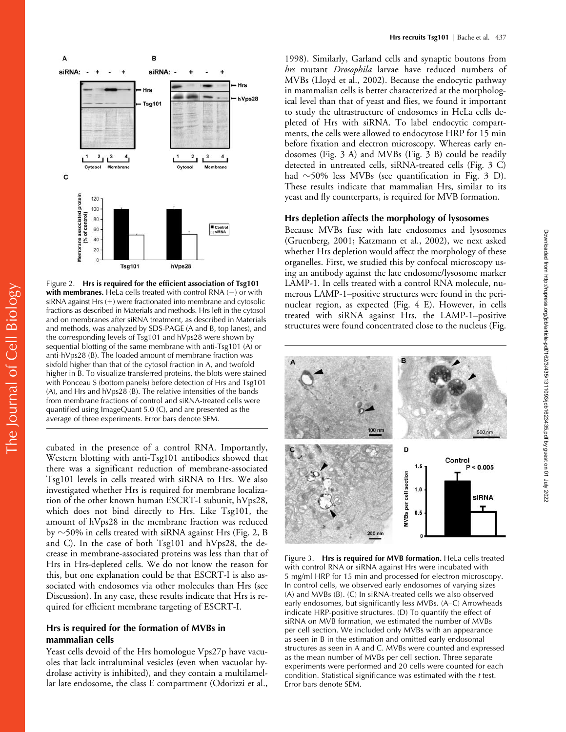Figure 2. **Hrs is required for the efficient association of Tsg101 with membranes.** HeLa cells treated with control RNA (−) or with siRNA against Hrs (+) were fractionated into membrane and cytosolic fractions as described in Materials and methods. Hrs left in the cytosol and on membranes after siRNA treatment, as described in Materials and methods, was analyzed by SDS-PAGE (A and B, top lanes), and the corresponding levels of Tsg101 and hVps28 were shown by sequential blotting of the same membrane with anti-Tsg101 (A) or anti-hVps28 (B). The loaded amount of membrane fraction was sixfold higher than that of the cytosol fraction in A, and twofold higher in B. To visualize transferred proteins, the blots were stained with Ponceau S (bottom panels) before detection of Hrs and Tsg101 (A), and Hrs and hVps28 (B). The relative intensities of the bands from membrane fractions of control and siRNA-treated cells were quantified using ImageQuant 5.0 (C), and are presented as the average of three experiments. Error bars denote SEM.

cubated in the presence of a control RNA. Importantly, Western blotting with anti-Tsg101 antibodies showed that there was a significant reduction of membrane-associated Tsg101 levels in cells treated with siRNA to Hrs. We also investigated whether Hrs is required for membrane localization of the other known human ESCRT-I subunit, hVps28, which does not bind directly to Hrs. Like Tsg101, the amount of hVps28 in the membrane fraction was reduced by ~50% in cells treated with siRNA against Hrs (Fig. 2, B and C). In the case of both Tsg101 and hVps28, the decrease in membrane-associated proteins was less than that of Hrs in Hrs-depleted cells. We do not know the reason for this, but one explanation could be that ESCRT-I is also associated with endosomes via other molecules than Hrs (see Discussion). In any case, these results indicate that Hrs is required for efficient membrane targeting of ESCRT-I.

### Hrs is required for the formation of MVBs in mammalian cells

Yeast cells devoid of the Hrs homologue Vps27p have vacuoles that lack intraluminal vesicles (even when vacuolar hydrolase activity is inhibited), and they contain a multilamellar late endosome, the class E compartment (Odorizzi et al., 1998). Similarly, Garland cells and synaptic boutons from *hrs* mutant *Drosophila* larvae have reduced numbers of MVBs (Lloyd et al., 2002). Because the endocytic pathway in mammalian cells is better characterized at the morphological level than that of yeast and flies, we found it important to study the ultrastructure of endosomes in HeLa cells depleted of Hrs with siRNA. To label endocytic compartments, the cells were allowed to endocytose HRP for 15 min before fixation and electron microscopy. Whereas early endosomes (Fig. 3 A) and MVBs (Fig. 3 B) could be readily detected in untreated cells, siRNA-treated cells (Fig. 3 C) had ~50% less MVBs (see quantification in Fig. 3 D). These results indicate that mammalian Hrs, similar to its yeast and fly counterparts, is required for MVB formation.

### Hrs depletion affects the morphology of lysosomes

Because MVBs fuse with late endosomes and lysosomes (Gruenberg, 2001; Katzmann et al., 2002), we next asked whether Hrs depletion would affect the morphology of these organelles. First, we studied this by confocal microscopy using an antibody against the late endosome/lysosome marker LAMP-1. In cells treated with a control RNA molecule, numerous LAMP-1–positive structures were found in the perinuclear region, as expected (Fig. 4 E). However, in cells treated with siRNA against Hrs, the LAMP-1–positive structures were found concentrated close to the nucleus (Fig.

Figure 3. **Hrs is required for MVB formation.** HeLa cells treated with control RNA or siRNA against Hrs were incubated with 5 mg/ml HRP for 15 min and processed for electron microscopy. In control cells, we observed early endosomes of varying sizes (A) and MVBs (B). (C) In siRNA-treated cells we also observed early endosomes, but significantly less MVBs. (A–C) Arrowheads indicate HRP-positive structures. (D) To quantify the effect of siRNA on MVB formation, we estimated the number of MVBs per cell section. We included only MVBs with an appearance as seen in B in the estimation and omitted early endosomal structures as seen in A and C. MVBs were counted and expressed as the mean number of MVBs per cell section. Three separate experiments were performed and 20 cells were counted for each condition. Statistical significance was estimated with the *t* test. Error bars denote SEM.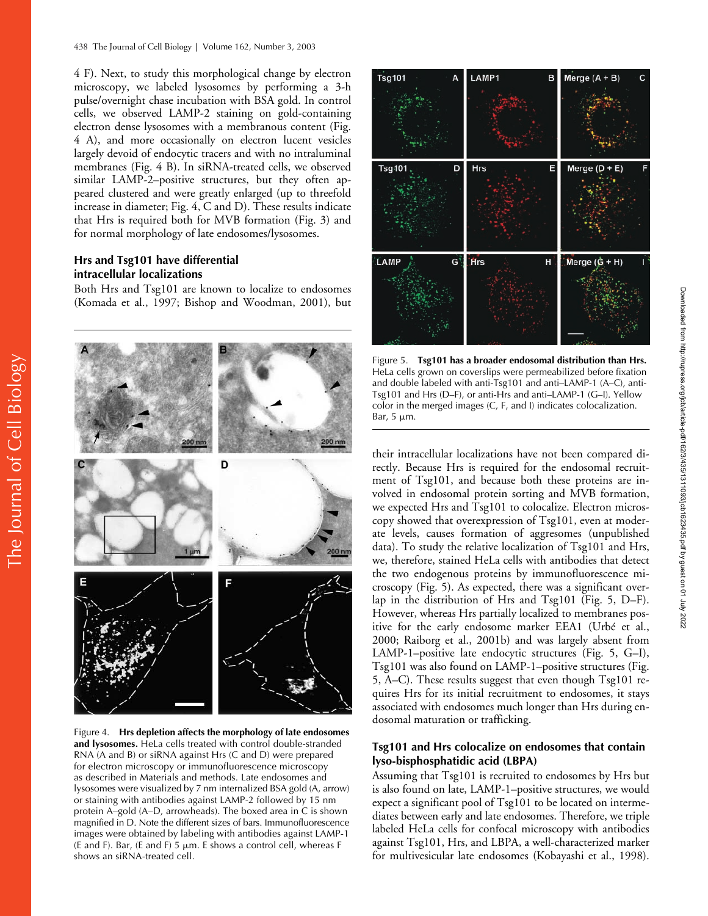4 F). Next, to study this morphological change by electron microscopy, we labeled lysosomes by performing a 3-h pulse/overnight chase incubation with BSA gold. In control cells, we observed LAMP-2 staining on gold-containing electron dense lysosomes with a membranous content (Fig. 4 A), and more occasionally on electron lucent vesicles largely devoid of endocytic tracers and with no intraluminal membranes (Fig. 4 B). In siRNA-treated cells, we observed similar LAMP-2–positive structures, but they often appeared clustered and were greatly enlarged (up to threefold increase in diameter; Fig. 4, C and D). These results indicate that Hrs is required both for MVB formation (Fig. 3) and for normal morphology of late endosomes/lysosomes.

## Hrs and Tsg101 have differential intracellular localizations

Both Hrs and Tsg101 are known to localize to endosomes (Komada et al., 1997; Bishop and Woodman, 2001), but their intracellular localizations have not been compared directly. Because Hrs is required for the endosomal recruitment of Tsg101, and because both these proteins are involved in endosomal protein sorting and MVB formation, we expected Hrs and Tsg101 to colocalize. Electron microscopy showed that overexpression of Tsg101, even at moderate levels, causes formation of aggresomes (unpublished data). To study the relative localization of Tsg101 and Hrs, we, therefore, stained HeLa cells with antibodies that detect the two endogenous proteins by immunofluorescence microscopy (Fig. 5). As expected, there was a significant overlap in the distribution of Hrs and Tsg101 (Fig. 5, D–F). However, whereas Hrs partially localized to membranes positive for the early endosome marker EEA1 (Urbé et al., 2000; Raiborg et al., 2001b) and was largely absent from LAMP-1–positive late endocytic structures (Fig. 5, G–I), Tsg101 was also found on LAMP-1–positive structures (Fig. 5, A–C). These results suggest that even though Tsg101 requires Hrs for its initial recruitment to endosomes, it stays associated with endosomes much longer than Hrs during endosomal maturation or trafficking.

Figure 4. **Hrs depletion affects the morphology of late endosomes and lysosomes.** HeLa cells treated with control double-stranded RNA (A and B) or siRNA against Hrs (C and D) were prepared for electron microscopy or immunofluorescence microscopy as described in Materials and methods. Late endosomes and lysosomes were visualized by 7 nm internalized BSA gold (A, arrow) or staining with antibodies against LAMP-2 followed by 15 nm protein A–gold (A–D, arrowheads). The boxed area in C is shown magnified in D. Note the different sizes of bars. Immunofluorescence images were obtained by labeling with antibodies against LAMP-1 (E and F). Bar, (E and F) 5 μm. E shows a control cell, whereas F shows an siRNA-treated cell.

Figure 5. **Tsg101 has a broader endosomal distribution than Hrs.** HeLa cells grown on coverslips were permeabilized before fixation and double labeled with anti-Tsg101 and anti–LAMP-1 (A–C), anti-Tsg101 and Hrs (D–F), or anti-Hrs and anti–LAMP-1 (G–I). Yellow color in the merged images (C, F, and I) indicates colocalization. Bar, 5 μm.

## Tsg101 and Hrs colocalize on endosomes that contain lyso-bisphosphatidic acid (LBPA)

Assuming that Tsg101 is recruited to endosomes by Hrs but is also found on late, LAMP-1–positive structures, we would expect a significant pool of Tsg101 to be located on intermediates between early and late endosomes. Therefore, we triple labeled HeLa cells for confocal microscopy with antibodies against Tsg101, Hrs, and LBPA, a well-characterized marker for multivesicular late endosomes (Kobayashi et al., 1998).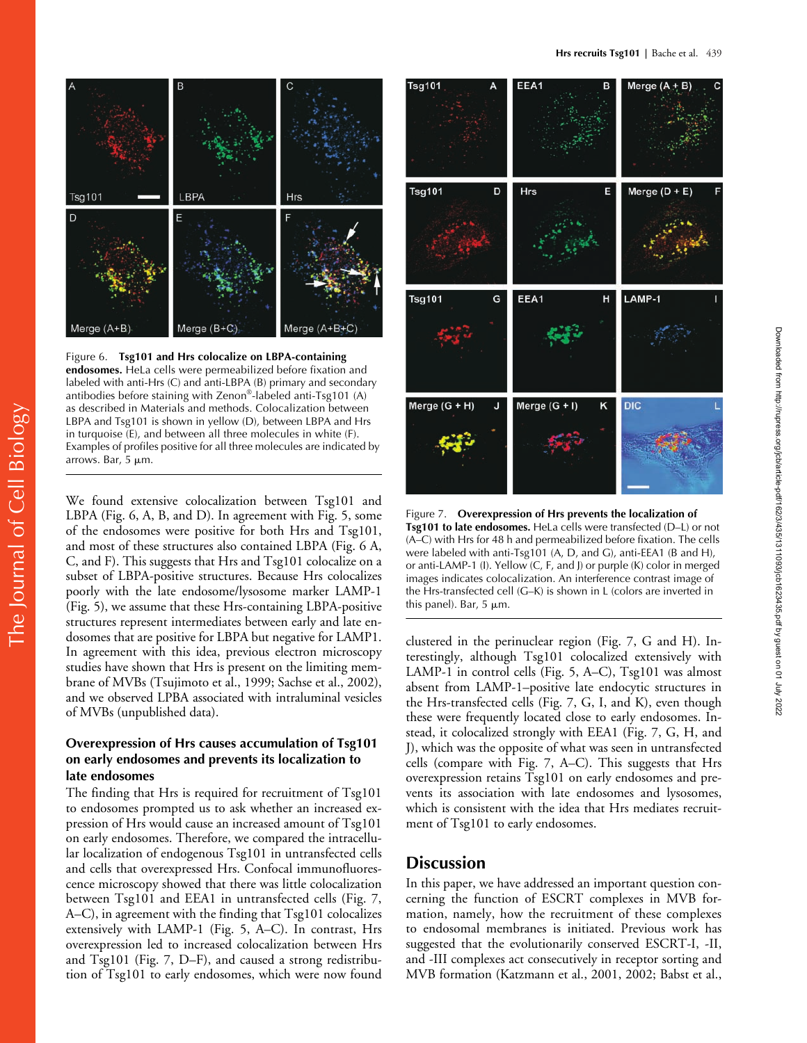Figure 6. **Tsg101 and Hrs colocalize on LBPA-containing endosomes.** HeLa cells were permeabilized before fixation and labeled with anti-Hrs (C) and anti-LBPA (B) primary and secondary antibodies before staining with Zenon®-labeled anti-Tsg101 (A) as described in Materials and methods. Colocalization between LBPA and Tsg101 is shown in yellow (D), between LBPA and Hrs in turquoise (E), and between all three molecules in white (F). Examples of profiles positive for all three molecules are indicated by arrows. Bar, 5 µm.

We found extensive colocalization between Tsg101 and LBPA (Fig. 6, A, B, and D). In agreement with Fig. 5, some of the endosomes were positive for both Hrs and Tsg101, and most of these structures also contained LBPA (Fig. 6 A, C, and F). This suggests that Hrs and Tsg101 colocalize on a subset of LBPA-positive structures. Because Hrs colocalizes poorly with the late endosome/lysosome marker LAMP-1 (Fig. 5), we assume that these Hrs-containing LBPA-positive structures represent intermediates between early and late endosomes that are positive for LBPA but negative for LAMP1. In agreement with this idea, previous electron microscopy studies have shown that Hrs is present on the limiting membrane of MVBs (Tsujimoto et al., 1999; Sachse et al., 2002), and we observed LPBA associated with intraluminal vesicles of MVBs (unpublished data).

### Overexpression of Hrs causes accumulation of Tsg101 on early endosomes and prevents its localization to late endosomes

The finding that Hrs is required for recruitment of Tsg101 to endosomes prompted us to ask whether an increased expression of Hrs would cause an increased amount of Tsg101 on early endosomes. Therefore, we compared the intracellular localization of endogenous Tsg101 in untransfected cells and cells that overexpressed Hrs. Confocal immunofluorescence microscopy showed that there was little colocalization between Tsg101 and EEA1 in untransfected cells (Fig. 7, A–C), in agreement with the finding that Tsg101 colocalizes extensively with LAMP-1 (Fig. 5, A–C). In contrast, Hrs overexpression led to increased colocalization between Hrs and Tsg101 (Fig. 7, D–F), and caused a strong redistribution of Tsg101 to early endosomes, which were now found clustered in the perinuclear region (Fig. 7, G and H). Interestingly, although Tsg101 colocalized extensively with LAMP-1 in control cells (Fig. 5, A–C), Tsg101 was almost absent from LAMP-1–positive late endocytic structures in the Hrs-transfected cells (Fig. 7, G, I, and K), even though these were frequently located close to early endosomes. Instead, it colocalized strongly with EEA1 (Fig. 7, G, H, and J), which was the opposite of what was seen in untransfected cells (compare with Fig. 7, A–C). This suggests that Hrs overexpression retains Tsg101 on early endosomes and prevents its association with late endosomes and lysosomes, which is consistent with the idea that Hrs mediates recruitment of Tsg101 to early endosomes.

Figure 7. **Overexpression of Hrs prevents the localization of Tsg101 to late endosomes.** HeLa cells were transfected (D–L) or not (A–C) with Hrs for 48 h and permeabilized before fixation. The cells were labeled with anti-Tsg101 (A, D, and G), anti-EEA1 (B and H), or anti-LAMP-1 (I). Yellow (C, F, and J) or purple (K) color in merged images indicates colocalization. An interference contrast image of the Hrs-transfected cell (G–K) is shown in L (colors are inverted in this panel). Bar, 5 µm.

## Discussion

In this paper, we have addressed an important question concerning the function of ESCRT complexes in MVB formation, namely, how the recruitment of these complexes to endosomal membranes is initiated. Previous work has suggested that the evolutionarily conserved ESCRT-I, -II, and -III complexes act consecutively in receptor sorting and MVB formation (Katzmann et al., 2001, 2002; Babst et al.,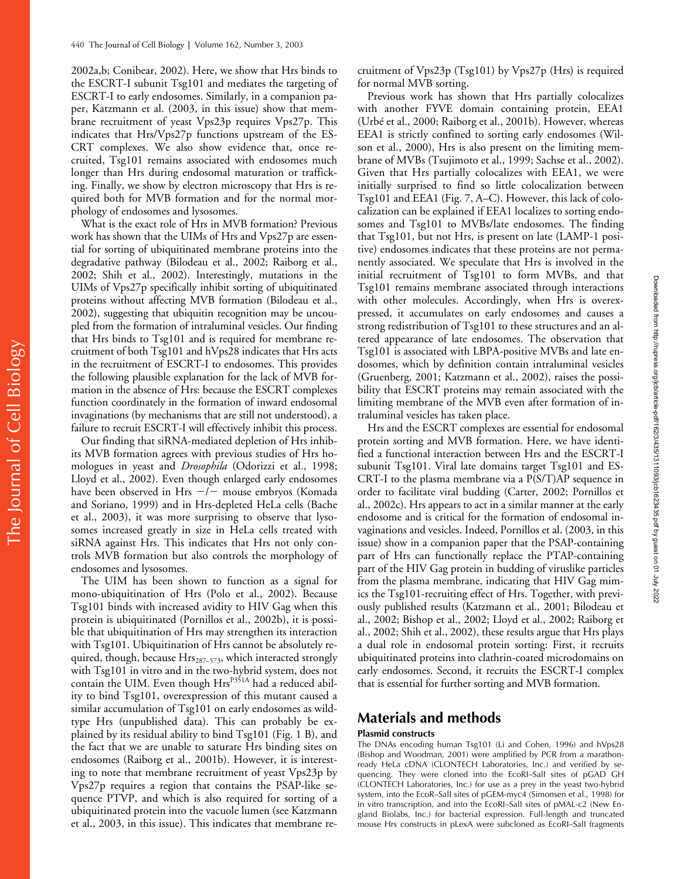2002a,b; Conibear, 2002). Here, we show that Hrs binds to the ESCRT-I subunit Tsg101 and mediates the targeting of ESCRT-I to early endosomes. Similarly, in a companion paper, Katzmann et al. (2003, in this issue) show that membrane recruitment of yeast Vps23p requires Vps27p. This indicates that Hrs/Vps27p functions upstream of the ESCRT complexes. We also show evidence that, once recruited, Tsg101 remains associated with endosomes much longer than Hrs during endosomal maturation or trafficking. Finally, we show by electron microscopy that Hrs is required both for MVB formation and for the normal morphology of endosomes and lysosomes.

What is the exact role of Hrs in MVB formation? Previous work has shown that the UIMs of Hrs and Vps27p are essential for sorting of ubiquitinated membrane proteins into the degradative pathway (Bilodeau et al., 2002; Raiborg et al., 2002; Shih et al., 2002). Interestingly, mutations in the UIMs of Vps27p specifically inhibit sorting of ubiquitinated proteins without affecting MVB formation (Bilodeau et al., 2002), suggesting that ubiquitin recognition may be uncoupled from the formation of intraluminal vesicles. Our finding that Hrs binds to Tsg101 and is required for membrane recruitment of both Tsg101 and hVps28 indicates that Hrs acts in the recruitment of ESCRT-I to endosomes. This provides the following plausible explanation for the lack of MVB formation in the absence of Hrs: because the ESCRT complexes function coordinately in the formation of inward endosomal invaginations (by mechanisms that are still not understood), a failure to recruit ESCRT-I will effectively inhibit this process.

Our finding that siRNA-mediated depletion of Hrs inhibits MVB formation agrees with previous studies of Hrs homologues in yeast and *Drosophila* (Odorizzi et al., 1998; Lloyd et al., 2002). Even though enlarged early endosomes have been observed in Hrs −/− mouse embryos (Komada and Soriano, 1999) and in Hrs-depleted HeLa cells (Bache et al., 2003), it was more surprising to observe that lysosomes increased greatly in size in HeLa cells treated with siRNA against Hrs. This indicates that Hrs not only controls MVB formation but also controls the morphology of endosomes and lysosomes.

The UIM has been shown to function as a signal for mono-ubiquitination of Hrs (Polo et al., 2002). Because Tsg101 binds with increased avidity to HIV Gag when this protein is ubiquitinated (Pornillos et al., 2002b), it is possible that ubiquitination of Hrs may strengthen its interaction with Tsg101. Ubiquitination of Hrs cannot be absolutely required, though, because $Hrs_{287–573}$, which interacted strongly with Tsg101 in vitro and in the two-hybrid system, does not contain the UIM. Even though $Hrs^{P351A}$ had a reduced ability to bind Tsg101, overexpression of this mutant caused a similar accumulation of Tsg101 on early endosomes as wild-type Hrs (unpublished data). This can probably be explained by its residual ability to bind Tsg101 (Fig. 1 B), and the fact that we are unable to saturate Hrs binding sites on endosomes (Raiborg et al., 2001b). However, it is interesting to note that membrane recruitment of yeast Vps23p by Vps27p requires a region that contains the PSAP-like sequence PTVP, and which is also required for sorting of a ubiquitinated protein into the vacuole lumen (see Katzmann et al., 2003, in this issue). This indicates that membrane recruitment of Vps23p (Tsg101) by Vps27p (Hrs) is required for normal MVB sorting.

Previous work has shown that Hrs partially colocalizes with another FYVE domain containing protein, EEA1 (Urbé et al., 2000; Raiborg et al., 2001b). However, whereas EEA1 is strictly confined to sorting early endosomes (Wilson et al., 2000), Hrs is also present on the limiting membrane of MVBs (Tsujimoto et al., 1999; Sachse et al., 2002). Given that Hrs partially colocalizes with EEA1, we were initially surprised to find so little colocalization between Tsg101 and EEA1 (Fig. 7, A–C). However, this lack of colocalization can be explained if EEA1 localizes to sorting endosomes and Tsg101 to MVBs/late endosomes. The finding that Tsg101, but not Hrs, is present on late (LAMP-1 positive) endosomes indicates that these proteins are not permanently associated. We speculate that Hrs is involved in the initial recruitment of Tsg101 to form MVBs, and that Tsg101 remains membrane associated through interactions with other molecules. Accordingly, when Hrs is overexpressed, it accumulates on early endosomes and causes a strong redistribution of Tsg101 to these structures and an altered appearance of late endosomes. The observation that Tsg101 is associated with LBPA-positive MVBs and late endosomes, which by definition contain intraluminal vesicles (Gruenberg, 2001; Katzmann et al., 2002), raises the possibility that ESCRT proteins may remain associated with the limiting membrane of the MVB even after formation of intraluminal vesicles has taken place.

Hrs and the ESCRT complexes are essential for endosomal protein sorting and MVB formation. Here, we have identified a functional interaction between Hrs and the ESCRT-I subunit Tsg101. Viral late domains target Tsg101 and ESCRT-I to the plasma membrane via a P(S/T)AP sequence in order to facilitate viral budding (Carter, 2002; Pornillos et al., 2002c). Hrs appears to act in a similar manner at the early endosome and is critical for the formation of endosomal invaginations and vesicles. Indeed, Pornillos et al. (2003, in this issue) show in a companion paper that the PSAP-containing part of Hrs can functionally replace the PTAP-containing part of the HIV Gag protein in budding of viruslike particles from the plasma membrane, indicating that HIV Gag mimics the Tsg101-recruiting effect of Hrs. Together, with previously published results (Katzmann et al., 2001; Bilodeau et al., 2002; Bishop et al., 2002; Lloyd et al., 2002; Raiborg et al., 2002; Shih et al., 2002), these results argue that Hrs plays a dual role in endosomal protein sorting: First, it recruits ubiquitinated proteins into clathrin-coated microdomains on early endosomes. Second, it recruits the ESCRT-I complex that is essential for further sorting and MVB formation.

## Materials and methods

### Plasmid constructs

The DNAs encoding human Tsg101 (Li and Cohen, 1996) and hVps28 (Bishop and Woodman, 2001) were amplified by PCR from a marathon-ready HeLa cDNA (CLONTECH Laboratories, Inc.) and verified by sequencing. They were cloned into the EcoRI–SalI sites of pGAD GH (CLONTECH Laboratories, Inc.) for use as a prey in the yeast two-hybrid system, into the EcoR–SalI sites of pGEM-myc4 (Simonsen et al., 1998) for in vitro transcription, and into the EcoRI–SalI sites of pMAL-c2 (New England Biolabs, Inc.) for bacterial expression. Full-length and truncated mouse Hrs constructs in pLexA were subcloned as EcoRI–SalI fragments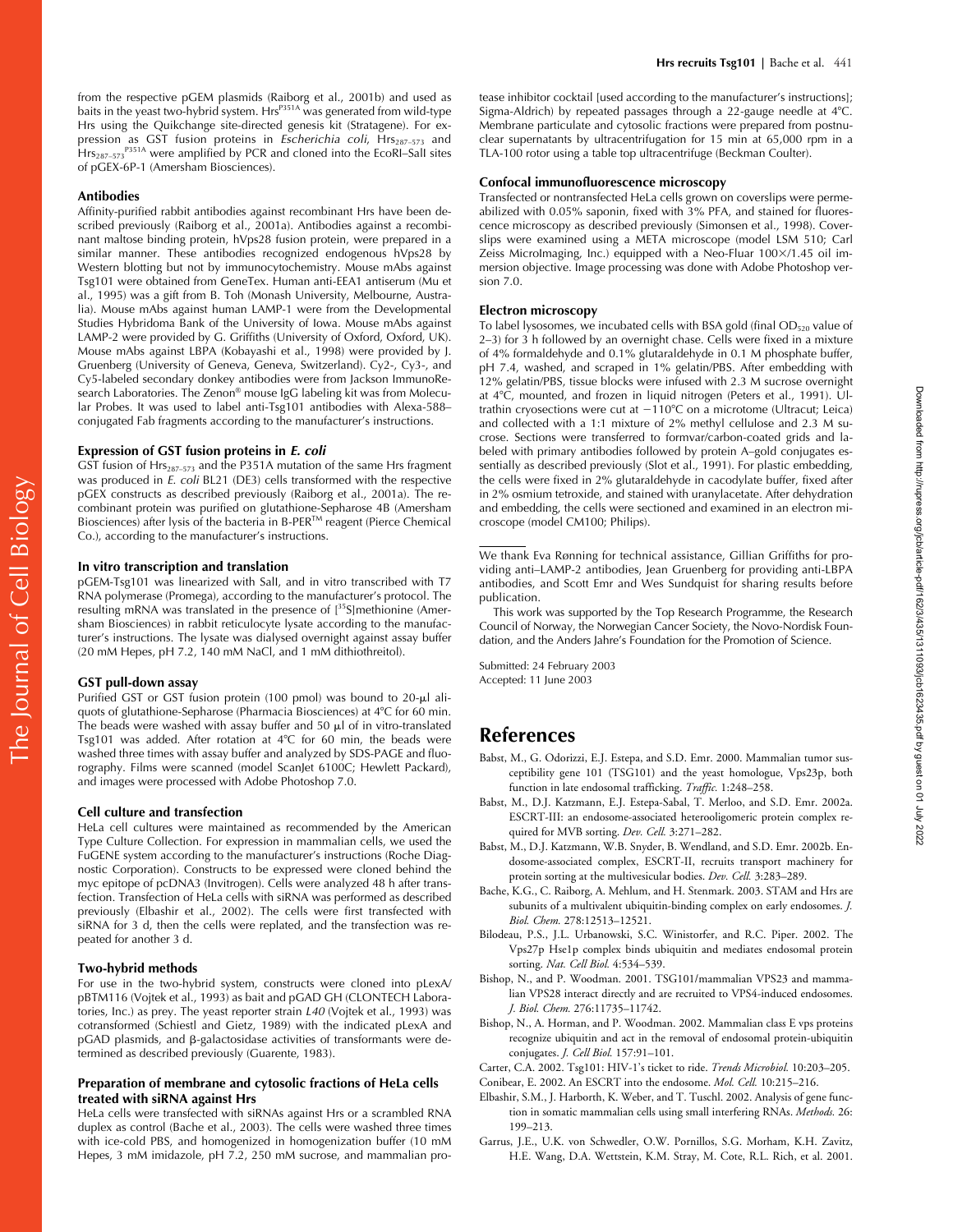from the respective pGEM plasmids (Raiborg et al., 2001b) and used as baits in the yeast two-hybrid system. $Hrs^{P351A}$ was generated from wild-type Hrs using the Quikchange site-directed genesis kit (Stratagene). For expression as GST fusion proteins in *Escherichia coli*, $Hrs_{287-573}$ and $Hrs_{287-573}^{P351A}$ were amplified by PCR and cloned into the EcoRI–SalI sites of pGEX-6P-1 (Amersham Biosciences).

### Antibodies

Affinity-purified rabbit antibodies against recombinant Hrs have been described previously (Raiborg et al., 2001a). Antibodies against a recombinant maltose binding protein, hVps28 fusion protein, were prepared in a similar manner. These antibodies recognized endogenous hVps28 by Western blotting but not by immunocytochemistry. Mouse mAbs against Tsg101 were obtained from GeneTex. Human anti-EEA1 antiserum (Mu et al., 1995) was a gift from B. Toh (Monash University, Melbourne, Australia). Mouse mAbs against human LAMP-1 were from the Developmental Studies Hybridoma Bank of the University of Iowa. Mouse mAbs against LAMP-2 were provided by G. Griffiths (University of Oxford, Oxford, UK). Mouse mAbs against LBPA (Kobayashi et al., 1998) were provided by J. Gruenberg (University of Geneva, Geneva, Switzerland). Cy2-, Cy3-, and Cy5-labeled secondary donkey antibodies were from Jackson ImmunoResearch Laboratories. The Zenon® mouse IgG labeling kit was from Molecular Probes. It was used to label anti-Tsg101 antibodies with Alexa-588–conjugated Fab fragments according to the manufacturer's instructions.

### Expression of GST fusion proteins in *E. coli*

GST fusion of $Hrs_{287-573}$ and the P351A mutation of the same Hrs fragment was produced in *E. coli* BL21 (DE3) cells transformed with the respective pGEX constructs as described previously (Raiborg et al., 2001a). The recombinant protein was purified on glutathione-Sepharose 4B (Amersham Biosciences) after lysis of the bacteria in B-PER™ reagent (Pierce Chemical Co.), according to the manufacturer's instructions.

### In vitro transcription and translation

pGEM-Tsg101 was linearized with SalI, and in vitro transcribed with T7 RNA polymerase (Promega), according to the manufacturer's protocol. The resulting mRNA was translated in the presence of [$^{35}$S]methionine (Amersham Biosciences) in rabbit reticulocyte lysate according to the manufacturer's instructions. The lysate was dialysed overnight against assay buffer (20 mM Hepes, pH 7.2, 140 mM NaCl, and 1 mM dithiothreitol).

### GST pull-down assay

Purified GST or GST fusion protein (100 pmol) was bound to 20-μl aliquots of glutathione-Sepharose (Pharmacia Biosciences) at 4°C for 60 min. The beads were washed with assay buffer and 50 μl of in vitro-translated Tsg101 was added. After rotation at 4°C for 60 min, the beads were washed three times with assay buffer and analyzed by SDS-PAGE and fluorography. Films were scanned (model ScanJet 6100C; Hewlett Packard), and images were processed with Adobe Photoshop 7.0.

### Cell culture and transfection

HeLa cell cultures were maintained as recommended by the American Type Culture Collection. For expression in mammalian cells, we used the FuGENE system according to the manufacturer's instructions (Roche Diagnostic Corporation). Constructs to be expressed were cloned behind the myc epitope of pcDNA3 (Invitrogen). Cells were analyzed 48 h after transfection. Transfection of HeLa cells with siRNA was performed as described previously (Elbashir et al., 2002). The cells were first transfected with siRNA for 3 d, then the cells were replated, and the transfection was repeated for another 3 d.

### Two-hybrid methods

For use in the two-hybrid system, constructs were cloned into pLexA/pBTM116 (Vojtek et al., 1993) as bait and pGAD GH (CLONTECH Laboratories, Inc.) as prey. The yeast reporter strain *L40* (Vojtek et al., 1993) was cotransformed (Schiestl and Gietz, 1989) with the indicated pLexA and pGAD plasmids, and β-galactosidase activities of transformants were determined as described previously (Guarente, 1983).

### Preparation of membrane and cytosolic fractions of HeLa cells treated with siRNA against Hrs

HeLa cells were transfected with siRNAs against Hrs or a scrambled RNA duplex as control (Bache et al., 2003). The cells were washed three times with ice-cold PBS, and homogenized in homogenization buffer (10 mM Hepes, 3 mM imidazole, pH 7.2, 250 mM sucrose, and mammalian protease inhibitor cocktail [used according to the manufacturer's instructions]; Sigma-Aldrich) by repeated passages through a 22-gauge needle at 4°C. Membrane particulate and cytosolic fractions were prepared from postnuclear supernatants by ultracentrifugation for 15 min at 65,000 rpm in a TLA-100 rotor using a table top ultracentrifuge (Beckman Coulter).

### Confocal immunofluorescence microscopy

Transfected or nontransfected HeLa cells grown on coverslips were permeabilized with 0.05% saponin, fixed with 3% PFA, and stained for fluorescence microscopy as described previously (Simonsen et al., 1998). Coverslips were examined using a META microscope (model LSM 510; Carl Zeiss MicroImaging, Inc.) equipped with a Neo-Fluar 100×/1.45 oil immersion objective. Image processing was done with Adobe Photoshop version 7.0.

### Electron microscopy

To label lysosomes, we incubated cells with BSA gold (final $OD_{520}$ value of 2–3) for 3 h followed by an overnight chase. Cells were fixed in a mixture of 4% formaldehyde and 0.1% glutaraldehyde in 0.1 M phosphate buffer, pH 7.4, washed, and scraped in 1% gelatin/PBS. After embedding with 12% gelatin/PBS, tissue blocks were infused with 2.3 M sucrose overnight at 4°C, mounted, and frozen in liquid nitrogen (Peters et al., 1991). Ultrathin cryosections were cut at −110°C on a microtome (Ultracut; Leica) and collected with a 1:1 mixture of 2% methyl cellulose and 2.3 M sucrose. Sections were transferred to formvar/carbon-coated grids and labeled with primary antibodies followed by protein A–gold conjugates essentially as described previously (Slot et al., 1991). For plastic embedding, the cells were fixed in 2% glutaraldehyde in cacodylate buffer, fixed after in 2% osmium tetroxide, and stained with uranylacetate. After dehydration and embedding, the cells were sectioned and examined in an electron microscope (model CM100; Philips).

---

We thank Eva Rønning for technical assistance, Gillian Griffiths for providing anti–LAMP-2 antibodies, Jean Gruenberg for providing anti-LBPA antibodies, and Scott Emr and Wes Sundquist for sharing results before publication.

This work was supported by the Top Research Programme, the Research Council of Norway, the Norwegian Cancer Society, the Novo-Nordisk Foundation, and the Anders Jahre's Foundation for the Promotion of Science.

Submitted: 24 February 2003
Accepted: 11 June 2003

## References

Babst, M., G. Odorizzi, E.J. Estepa, and S.D. Emr. 2000. Mammalian tumor susceptibility gene 101 (TSG101) and the yeast homologue, Vps23p, both function in late endosomal trafficking. *Traffic.* 1:248–258.

Babst, M., D.J. Katzmann, E.J. Estepa-Sabal, T. Merloo, and S.D. Emr. 2002a. ESCRT-III: an endosome-associated heterooligomeric protein complex required for MVB sorting. *Dev. Cell.* 3:271–282.

Babst, M., D.J. Katzmann, W.B. Snyder, B. Wendland, and S.D. Emr. 2002b. Endosome-associated complex, ESCRT-II, recruits transport machinery for protein sorting at the multivesicular bodies. *Dev. Cell.* 3:283–289.

Bache, K.G., C. Raiborg, A. Mehlum, and H. Stenmark. 2003. STAM and Hrs are subunits of a multivalent ubiquitin-binding complex on early endosomes. *J. Biol. Chem.* 278:12513–12521.

Bilodeau, P.S., J.L. Urbanowski, S.C. Winistorfer, and R.C. Piper. 2002. The Vps27p Hse1p complex binds ubiquitin and mediates endosomal protein sorting. *Nat. Cell Biol.* 4:534–539.

Bishop, N., and P. Woodman. 2001. TSG101/mammalian VPS23 and mammalian VPS28 interact directly and are recruited to VPS4-induced endosomes. *J. Biol. Chem.* 276:11735–11742.

Bishop, N., A. Horman, and P. Woodman. 2002. Mammalian class E vps proteins recognize ubiquitin and act in the removal of endosomal protein-ubiquitin conjugates. *J. Cell Biol.* 157:91–101.

Carter, C.A. 2002. Tsg101: HIV-1's ticket to ride. *Trends Microbiol.* 10:203–205.

Conibear, E. 2002. An ESCRT into the endosome. *Mol. Cell.* 10:215–216.

Elbashir, S.M., J. Harborth, K. Weber, and T. Tuschl. 2002. Analysis of gene function in somatic mammalian cells using small interfering RNAs. *Methods.* 26: 199–213.

Garrus, J.E., U.K. von Schwedler, O.W. Pornillos, S.G. Morham, K.H. Zavitz, H.E. Wang, D.A. Wettstein, K.M. Stray, M. Cote, R.L. Rich, et al. 2001.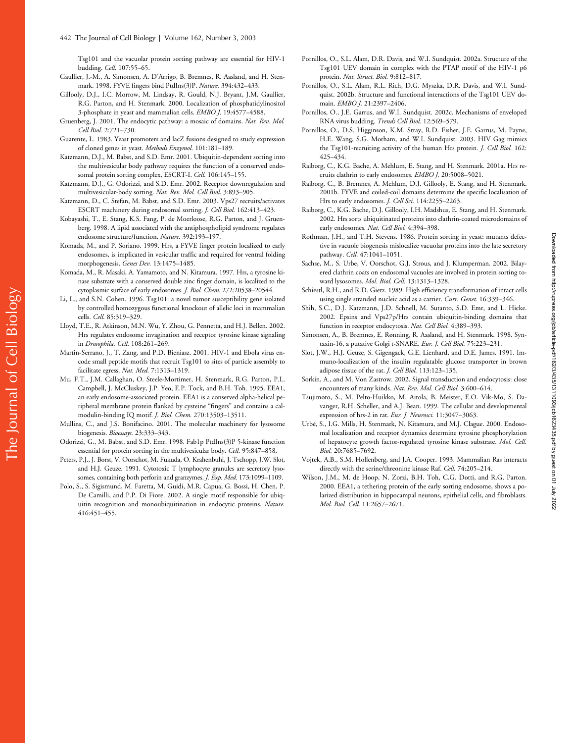Tsg101 and the vacuolar protein sorting pathway are essential for HIV-1 budding. *Cell.* 107:55–65.

Gaullier, J.-M., A. Simonsen, A. D'Arrigo, B. Bremnes, R. Aasland, and H. Stenmark. 1998. FYVE fingers bind PtdIns(3)P. *Nature.* 394:432–433.

Gillooly, D.J., I.C. Morrow, M. Lindsay, R. Gould, N.J. Bryant, J.M. Gaullier, R.G. Parton, and H. Stenmark. 2000. Localization of phosphatidylinositol 3-phosphate in yeast and mammalian cells. *EMBO J.* 19:4577–4588.

Gruenberg, J. 2001. The endocytic pathway: a mosaic of domains. *Nat. Rev. Mol. Cell Biol.* 2:721–730.

Guarente, L. 1983. Yeast promoters and lacZ fusions designed to study expression of cloned genes in yeast. *Methods Enzymol.* 101:181–189.

Katzmann, D.J., M. Babst, and S.D. Emr. 2001. Ubiquitin-dependent sorting into the multivesicular body pathway requires the function of a conserved endosomal protein sorting complex, ESCRT-I. *Cell.* 106:145–155.

Katzmann, D.J., G. Odorizzi, and S.D. Emr. 2002. Receptor downregulation and multivesicular-body sorting. *Nat. Rev. Mol. Cell Biol.* 3:893–905.

Katzmann, D., C. Stefan, M. Babst, and S.D. Emr. 2003. Vps27 recruits/activates ESCRT machinery during endosomal sorting. *J. Cell Biol.* 162:413–423.

Kobayashi, T., E. Stang, K.S. Fang, P. de Moerloose, R.G. Parton, and J. Gruenberg. 1998. A lipid associated with the antiphospholipid syndrome regulates endosome structure/function. *Nature.* 392:193–197.

Komada, M., and P. Soriano. 1999. Hrs, a FYVE finger protein localized to early endosomes, is implicated in vesicular traffic and required for ventral folding morphogenesis. *Genes Dev.* 13:1475–1485.

Komada, M., R. Masaki, A. Yamamoto, and N. Kitamura. 1997. Hrs, a tyrosine kinase substrate with a conserved double zinc finger domain, is localized to the cytoplasmic surface of early endosomes. *J. Biol. Chem.* 272:20538–20544.

Li, L., and S.N. Cohen. 1996. Tsg101: a novel tumor susceptibility gene isolated by controlled homozygous functional knockout of allelic loci in mammalian cells. *Cell.* 85:319–329.

Lloyd, T.E., R. Atkinson, M.N. Wu, Y. Zhou, G. Pennetta, and H.J. Bellen. 2002. Hrs regulates endosome invagination and receptor tyrosine kinase signaling in *Drosophila. Cell.* 108:261–269.

Martin-Serrano, J., T. Zang, and P.D. Bieniasz. 2001. HIV-1 and Ebola virus encode small peptide motifs that recruit Tsg101 to sites of particle assembly to facilitate egress. *Nat. Med.* 7:1313–1319.

Mu, F.T., J.M. Callaghan, O. Steele-Mortimer, H. Stenmark, R.G. Parton, P.L. Campbell, J. McCluskey, J.P. Yeo, E.P. Tock, and B.H. Toh. 1995. EEA1, an early endosome-associated protein. EEA1 is a conserved alpha-helical peripheral membrane protein flanked by cysteine "fingers" and contains a calmodulin-binding IQ motif. *J. Biol. Chem.* 270:13503–13511.

Mullins, C., and J.S. Bonifacino. 2001. The molecular machinery for lysosome biogenesis. *Bioessays.* 23:333–343.

Odorizzi, G., M. Babst, and S.D. Emr. 1998. Fab1p PtdIns(3)P 5-kinase function essential for protein sorting in the multivesicular body. *Cell.* 95:847–858.

Peters, P.J., J. Borst, V. Oorschot, M. Fukuda, O. Krahenbuhl, J. Tschopp, J.W. Slot, and H.J. Geuze. 1991. Cytotoxic T lymphocyte granules are secretory lysosomes, containing both perforin and granzymes. *J. Exp. Med.* 173:1099–1109.

Polo, S., S. Sigismund, M. Faretta, M. Guidi, M.R. Capua, G. Bossi, H. Chen, P. De Camilli, and P.P. Di Fiore. 2002. A single motif responsible for ubiquitin recognition and monoubiquitination in endocytic proteins. *Nature.* 416:451–455.

Pornillos, O., S.L. Alam, D.R. Davis, and W.I. Sundquist. 2002a. Structure of the Tsg101 UEV domain in complex with the PTAP motif of the HIV-1 p6 protein. *Nat. Struct. Biol.* 9:812–817.

Pornillos, O., S.L. Alam, R.L. Rich, D.G. Myszka, D.R. Davis, and W.I. Sundquist. 2002b. Structure and functional interactions of the Tsg101 UEV domain. *EMBO J.* 21:2397–2406.

Pornillos, O., J.E. Garrus, and W.I. Sundquist. 2002c. Mechanisms of enveloped RNA virus budding. *Trends Cell Biol.* 12:569–579.

Pornillos, O., D.S. Higginson, K.M. Stray, R.D. Fisher, J.E. Garrus, M. Payne, H.E. Wang, S.G. Morham, and W.I. Sundquist. 2003. HIV Gag mimics the Tsg101-recruiting activity of the human Hrs protein. *J. Cell Biol.* 162: 425–434.

Raiborg, C., K.G. Bache, A. Mehlum, E. Stang, and H. Stenmark. 2001a. Hrs recruits clathrin to early endosomes. *EMBO J.* 20:5008–5021.

Raiborg, C., B. Bremnes, A. Mehlum, D.J. Gillooly, E. Stang, and H. Stenmark. 2001b. FYVE and coiled-coil domains determine the specific localisation of Hrs to early endosomes. *J. Cell Sci.* 114:2255–2263.

Raiborg, C., K.G. Bache, D.J. Gillooly, I.H. Madshus, E. Stang, and H. Stenmark. 2002. Hrs sorts ubiquitinated proteins into clathrin-coated microdomains of early endosomes. *Nat. Cell Biol.* 4:394–398.

Rothman, J.H., and T.H. Stevens. 1986. Protein sorting in yeast: mutants defective in vacuole biogenesis mislocalize vacuolar proteins into the late secretory pathway. *Cell.* 47:1041–1051.

Sachse, M., S. Urbe, V. Oorschot, G.J. Strous, and J. Klumperman. 2002. Bilayered clathrin coats on endosomal vacuoles are involved in protein sorting toward lysosomes. *Mol. Biol. Cell.* 13:1313–1328.

Schiestl, R.H., and R.D. Gietz. 1989. High efficiency transformation of intact cells using single stranded nucleic acid as a carrier. *Curr. Genet.* 16:339–346.

Shih, S.C., D.J. Katzmann, J.D. Schnell, M. Sutanto, S.D. Emr, and L. Hicke. 2002. Epsins and Vps27p/Hrs contain ubiquitin-binding domains that function in receptor endocytosis. *Nat. Cell Biol.* 4:389–393.

Simonsen, A., B. Bremnes, E. Rønning, R. Aasland, and H. Stenmark. 1998. Syntaxin-16, a putative Golgi t-SNARE. *Eur. J. Cell Biol.* 75:223–231.

Slot, J.W., H.J. Geuze, S. Gigengack, G.E. Lienhard, and D.E. James. 1991. Immuno-localization of the insulin regulatable glucose transporter in brown adipose tissue of the rat. *J. Cell Biol.* 113:123–135.

Sorkin, A., and M. Von Zastrow. 2002. Signal transduction and endocytosis: close encounters of many kinds. *Nat. Rev. Mol. Cell Biol.* 3:600–614.

Tsujimoto, S., M. Pelto-Huikko, M. Aitola, B. Meister, E.O. Vik-Mo, S. Davanger, R.H. Scheller, and A.J. Bean. 1999. The cellular and developmental expression of hrs-2 in rat. *Eur. J. Neurosci.* 11:3047–3063.

Urbé, S., I.G. Mills, H. Stenmark, N. Kitamura, and M.J. Clague. 2000. Endosomal localisation and receptor dynamics determine tyrosine phosphorylation of hepatocyte growth factor-regulated tyrosine kinase substrate. *Mol. Cell. Biol.* 20:7685–7692.

Vojtek, A.B., S.M. Hollenberg, and J.A. Cooper. 1993. Mammalian Ras interacts directly with the serine/threonine kinase Raf. *Cell.* 74:205–214.

Wilson, J.M., M. de Hoop, N. Zorzi, B.H. Toh, C.G. Dotti, and R.G. Parton. 2000. EEA1, a tethering protein of the early sorting endosome, shows a polarized distribution in hippocampal neurons, epithelial cells, and fibroblasts. *Mol. Biol. Cell.* 11:2657–2671.